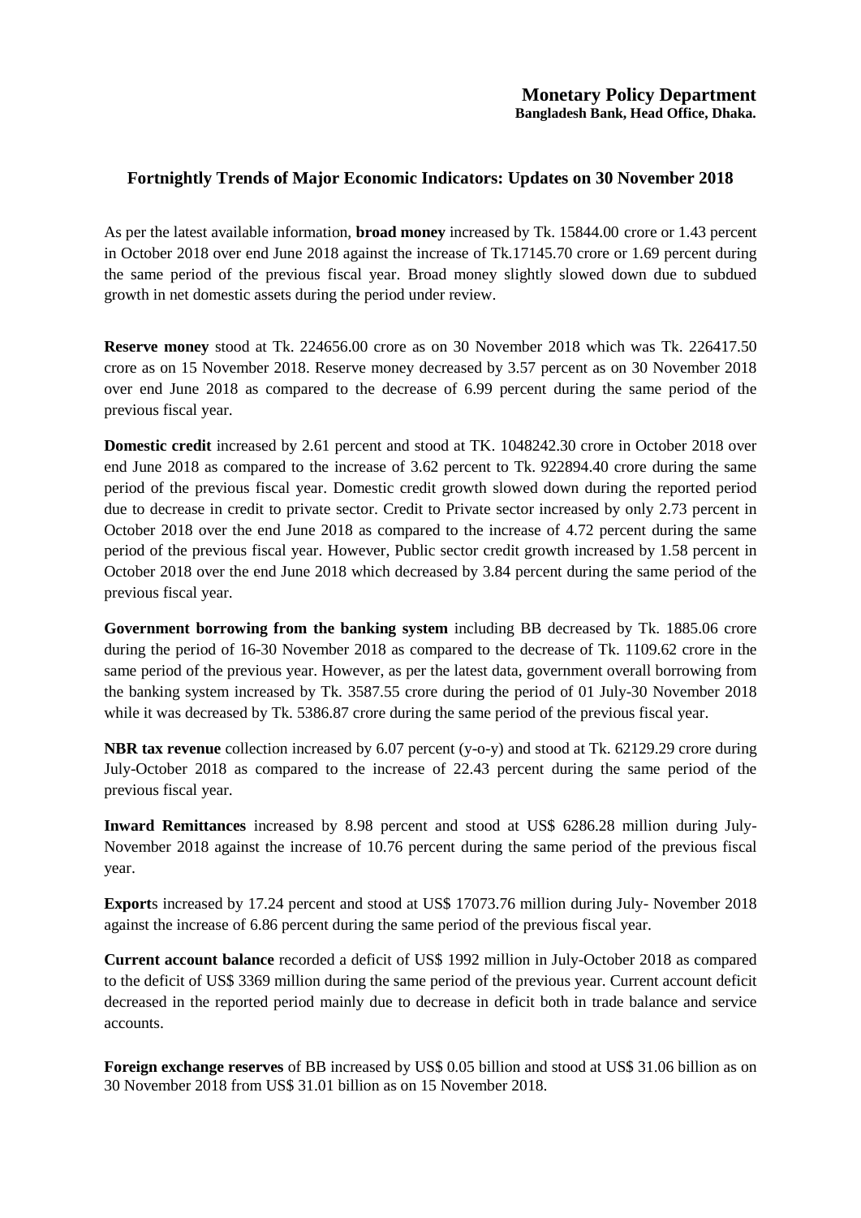**Monetary Policy Department**
**Bangladesh Bank, Head Office, Dhaka.**

## Fortnightly Trends of Major Economic Indicators: Updates on 30 November 2018

As per the latest available information, **broad money** increased by Tk. 15844.00 crore or 1.43 percent in October 2018 over end June 2018 against the increase of Tk.17145.70 crore or 1.69 percent during the same period of the previous fiscal year. Broad money slightly slowed down due to subdued growth in net domestic assets during the period under review.

**Reserve money** stood at Tk. 224656.00 crore as on 30 November 2018 which was Tk. 226417.50 crore as on 15 November 2018. Reserve money decreased by 3.57 percent as on 30 November 2018 over end June 2018 as compared to the decrease of 6.99 percent during the same period of the previous fiscal year.

**Domestic credit** increased by 2.61 percent and stood at TK. 1048242.30 crore in October 2018 over end June 2018 as compared to the increase of 3.62 percent to Tk. 922894.40 crore during the same period of the previous fiscal year. Domestic credit growth slowed down during the reported period due to decrease in credit to private sector. Credit to Private sector increased by only 2.73 percent in October 2018 over the end June 2018 as compared to the increase of 4.72 percent during the same period of the previous fiscal year. However, Public sector credit growth increased by 1.58 percent in October 2018 over the end June 2018 which decreased by 3.84 percent during the same period of the previous fiscal year.

**Government borrowing from the banking system** including BB decreased by Tk. 1885.06 crore during the period of 16-30 November 2018 as compared to the decrease of Tk. 1109.62 crore in the same period of the previous year. However, as per the latest data, government overall borrowing from the banking system increased by Tk. 3587.55 crore during the period of 01 July-30 November 2018 while it was decreased by Tk. 5386.87 crore during the same period of the previous fiscal year.

**NBR tax revenue** collection increased by 6.07 percent (y-o-y) and stood at Tk. 62129.29 crore during July-October 2018 as compared to the increase of 22.43 percent during the same period of the previous fiscal year.

**Inward Remittances** increased by 8.98 percent and stood at US$ 6286.28 million during July-November 2018 against the increase of 10.76 percent during the same period of the previous fiscal year.

**Export**s increased by 17.24 percent and stood at US$ 17073.76 million during July- November 2018 against the increase of 6.86 percent during the same period of the previous fiscal year.

**Current account balance** recorded a deficit of US$ 1992 million in July-October 2018 as compared to the deficit of US$ 3369 million during the same period of the previous year. Current account deficit decreased in the reported period mainly due to decrease in deficit both in trade balance and service accounts.

**Foreign exchange reserves** of BB increased by US$ 0.05 billion and stood at US$ 31.06 billion as on 30 November 2018 from US$ 31.01 billion as on 15 November 2018.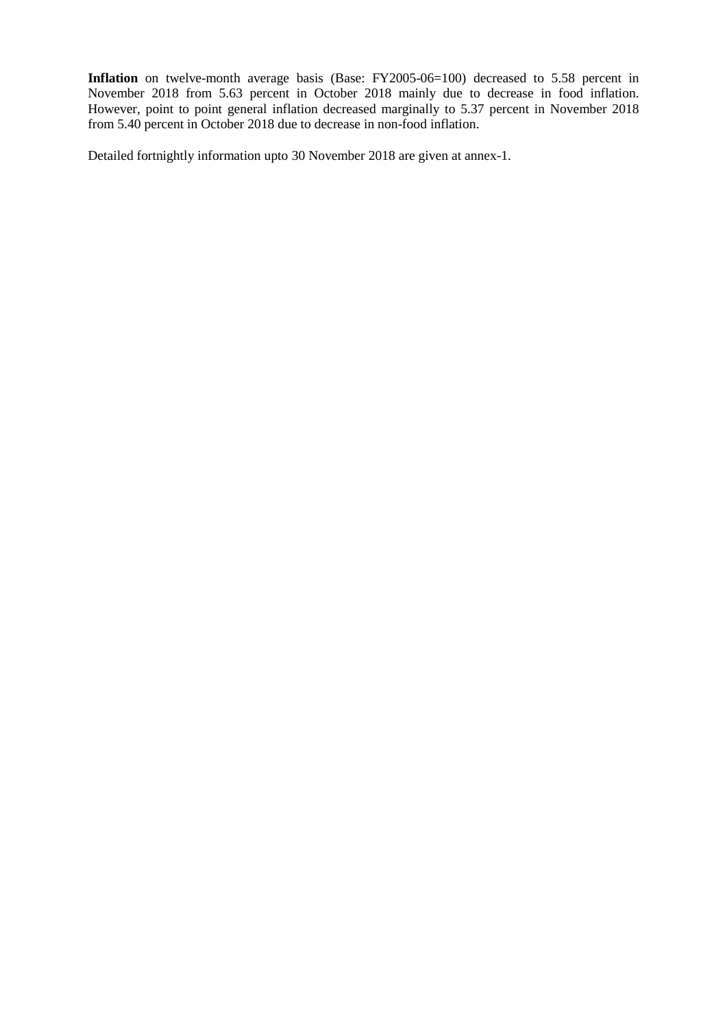**Inflation** on twelve-month average basis (Base: FY2005-06=100) decreased to 5.58 percent in November 2018 from 5.63 percent in October 2018 mainly due to decrease in food inflation. However, point to point general inflation decreased marginally to 5.37 percent in November 2018 from 5.40 percent in October 2018 due to decrease in non-food inflation.

Detailed fortnightly information upto 30 November 2018 are given at annex-1.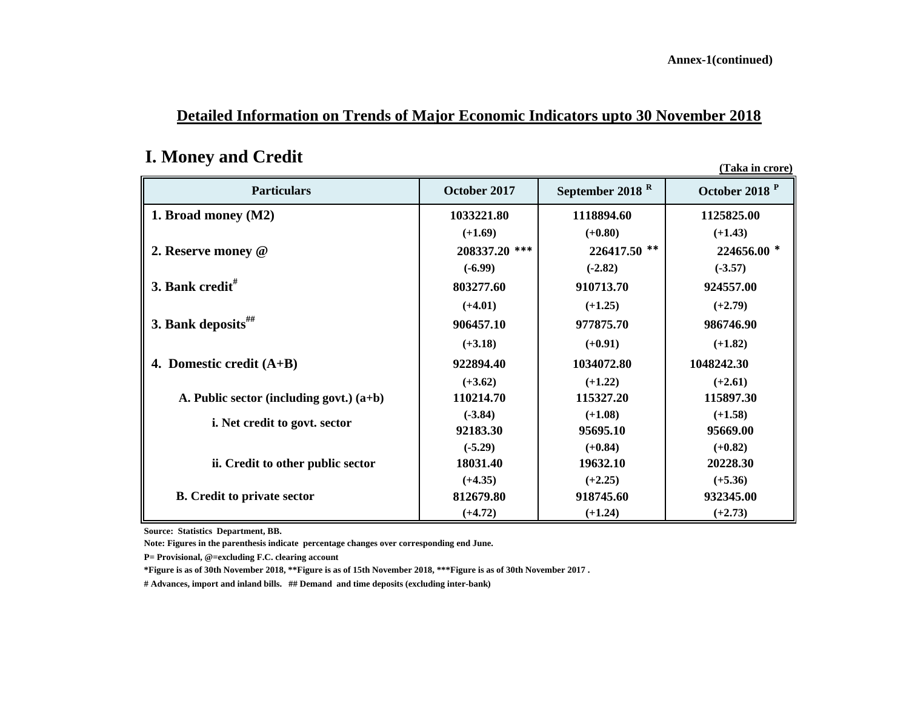Annex-1(continued)

## Detailed Information on Trends of Major Economic Indicators upto 30 November 2018

### I. Money and Credit

(Taka in crore)

| Particulars | October 2017 | September 2018 R | October 2018 P |
|---|---|---|---|
| 1. Broad money (M2) | 1033221.80 | 1118894.60 | 1125825.00 |
| | (+1.69) | (+0.80) | (+1.43) |
| 2. Reserve money @ | 208337.20 *** | 226417.50 ** | 224656.00 * |
| | (-6.99) | (-2.82) | (-3.57) |
| 3. Bank credit# | 803277.60 | 910713.70 | 924557.00 |
| | (+4.01) | (+1.25) | (+2.79) |
| 3. Bank deposits## | 906457.10 | 977875.70 | 986746.90 |
| | (+3.18) | (+0.91) | (+1.82) |
| 4. Domestic credit (A+B) | 922894.40 | 1034072.80 | 1048242.30 |
| | (+3.62) | (+1.22) | (+2.61) |
| A. Public sector (including govt.) (a+b) | 110214.70 | 115327.20 | 115897.30 |
| | (-3.84) | (+1.08) | (+1.58) |
| i. Net credit to govt. sector | 92183.30 | 95695.10 | 95669.00 |
| | (-5.29) | (+0.84) | (+0.82) |
| ii. Credit to other public sector | 18031.40 | 19632.10 | 20228.30 |
| | (+4.35) | (+2.25) | (+5.36) |
| B. Credit to private sector | 812679.80 | 918745.60 | 932345.00 |
| | (+4.72) | (+1.24) | (+2.73) |

Source: Statistics Department, BB.

Note: Figures in the parenthesis indicate percentage changes over corresponding end June.

P= Provisional, @=excluding F.C. clearing account

*Figure is as of 30th November 2018, **Figure is as of 15th November 2018, ***Figure is as of 30th November 2017 .

# Advances, import and inland bills. ## Demand and time deposits (excluding inter-bank)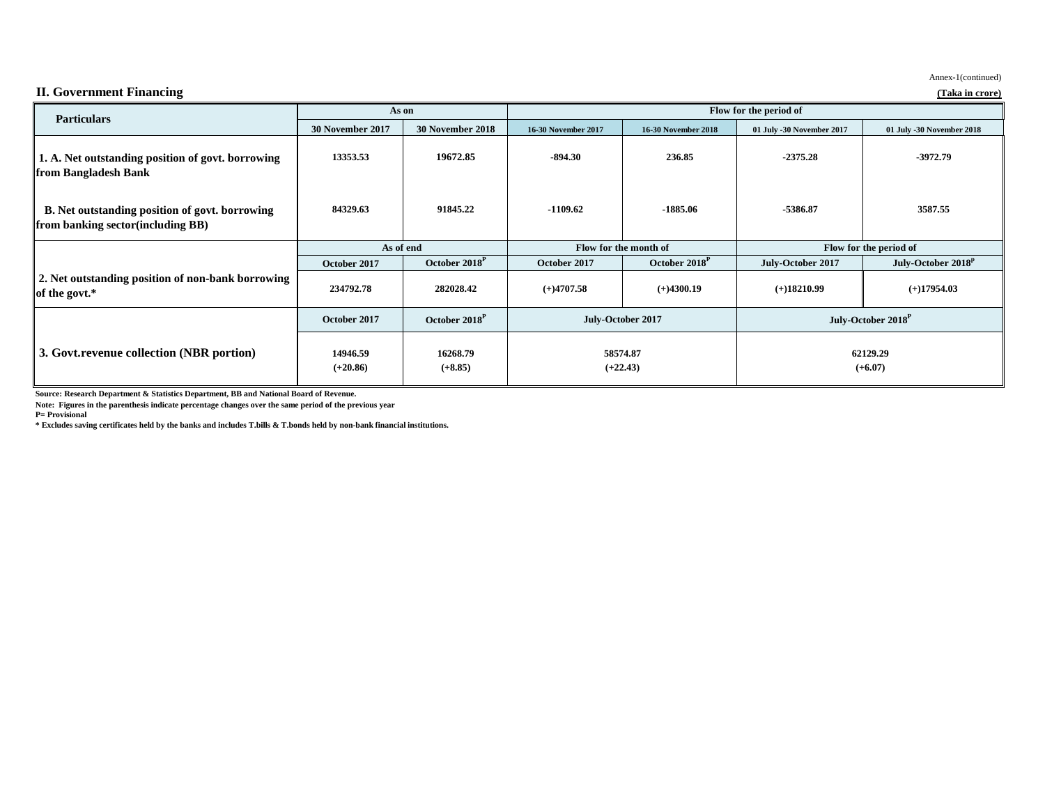Annex-1(continued)

## II. Government Financing

**(Taka in crore)**

| Particulars | As on | | Flow for the period of | | | |
|---|---|---|---|---|---|---|
| | 30 November 2017 | 30 November 2018 | 16-30 November 2017 | 16-30 November 2018 | 01 July -30 November 2017 | 01 July -30 November 2018 |
| 1. A. Net outstanding position of govt. borrowing from Bangladesh Bank | 13353.53 | 19672.85 | -894.30 | 236.85 | -2375.28 | -3972.79 |
| B. Net outstanding position of govt. borrowing from banking sector(including BB) | 84329.63 | 91845.22 | -1109.62 | -1885.06 | -5386.87 | 3587.55 |
| | **As of end** | | **Flow for the month of** | | **Flow for the period of** | |
| | October 2017 | October 2018[P] | October 2017 | October 2018[P] | July-October 2017 | July-October 2018[P] |
| 2. Net outstanding position of non-bank borrowing of the govt.* | 234792.78 | 282028.42 | (+)4707.58 | (+)4300.19 | (+)18210.99 | (+)17954.03 |
| | October 2017 | October 2018[P] | July-October 2017 | | July-October 2018[P] | |
| 3. Govt.revenue collection (NBR portion) | 14946.59 (+20.86) | 16268.79 (+8.85) | 58574.87 (+22.43) | | 62129.29 (+6.07) | |

Source: Research Department & Statistics Department, BB and National Board of Revenue.

Note: Figures in the parenthesis indicate percentage changes over the same period of the previous year

P= Provisional

* Excludes saving certificates held by the banks and includes T.bills & T.bonds held by non-bank financial institutions.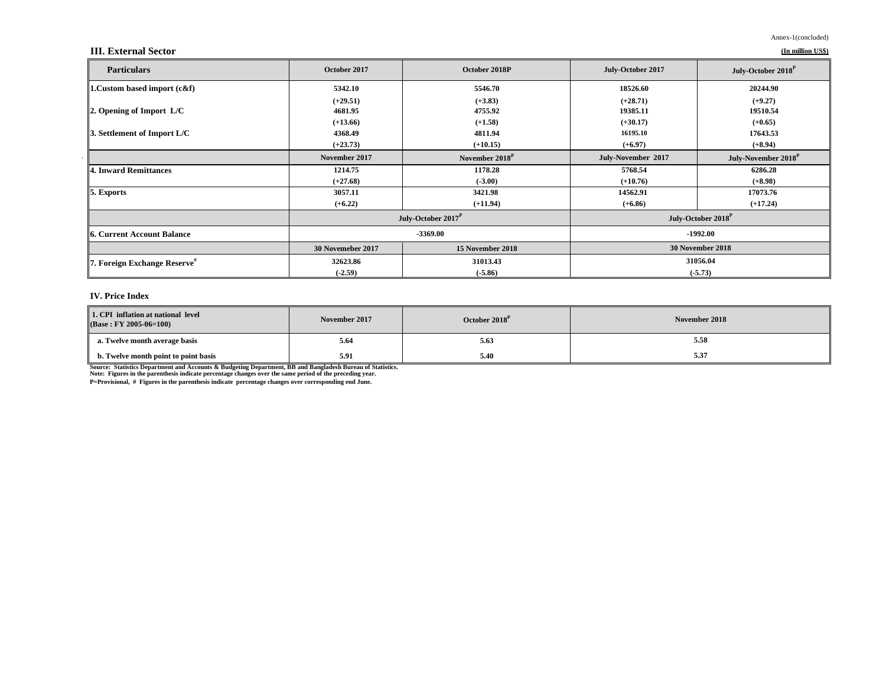Annex-1(concluded)

### III. External Sector

(In million US$)

| Particulars | October 2017 | October 2018P | July-October 2017 | July-October 2018P |
|---|---|---|---|---|
| 1.Custom based import (c&f) | 5342.10 | 5546.70 | 18526.60 | 20244.90 |
| | (+29.51) | (+3.83) | (+28.71) | (+9.27) |
| 2. Opening of Import L/C | 4681.95 | 4755.92 | 19385.11 | 19510.54 |
| | (+13.66) | (+1.58) | (+30.17) | (+0.65) |
| 3. Settlement of Import L/C | 4368.49 | 4811.94 | 16195.10 | 17643.53 |
| | (+23.73) | (+10.15) | (+6.97) | (+8.94) |
| | November 2017 | November 2018P | July-November 2017 | July-November 2018P |
| 4. Inward Remittances | 1214.75 | 1178.28 | 5768.54 | 6286.28 |
| | (+27.68) | (-3.00) | (+10.76) | (+8.98) |
| 5. Exports | 3057.11 | 3421.98 | 14562.91 | 17073.76 |
| | (+6.22) | (+11.94) | (+6.86) | (+17.24) |
| | July-October 2017P | | July-October 2018P | |
| 6. Current Account Balance | -3369.00 | | -1992.00 | |
| | 30 Novemeber 2017 | 15 November 2018 | 30 November 2018 | |
| 7. Foreign Exchange Reserve# | 32623.86 | 31013.43 | 31056.04 | |
| | (-2.59) | (-5.86) | (-5.73) | |

### IV. Price Index

| 1. CPI inflation at national level (Base : FY 2005-06=100) | November 2017 | October 2018P | November 2018 |
|---|---|---|---|
| a. Twelve month average basis | 5.64 | 5.63 | 5.58 |
| b. Twelve month point to point basis | 5.91 | 5.40 | 5.37 |

Source: Statistics Department and Accounts & Budgeting Department, BB and Bangladesh Bureau of Statistics.
Note: Figures in the parenthesis indicate percentage changes over the same period of the preceding year.
P=Provisional, # Figures in the parenthesis indicate percentage changes over corresponding end June.